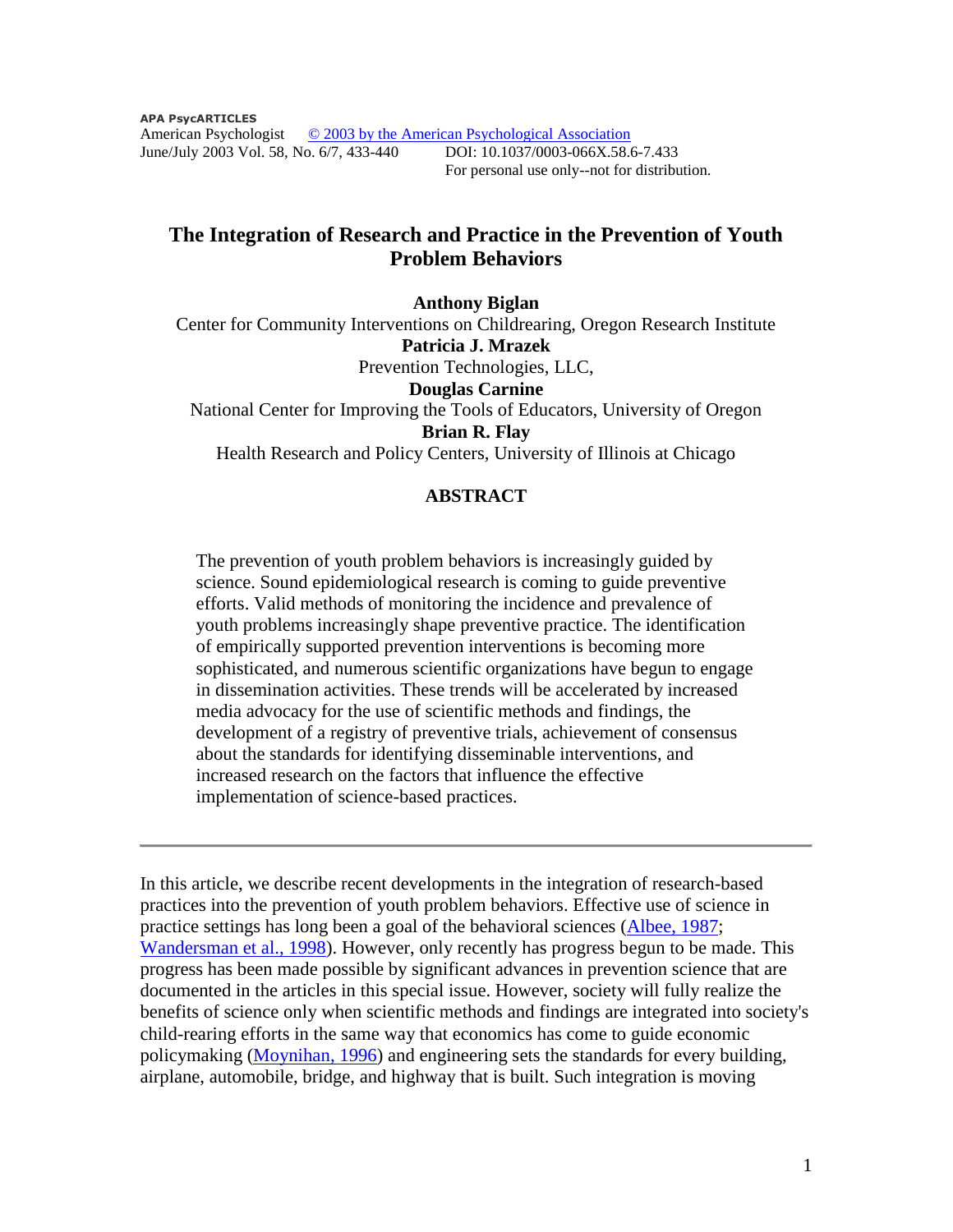APA PsycARTICLES
American Psychologist © 2003 by the American Psychological Association
June/July 2003 Vol. 58, No. 6/7, 433-440 DOI: 10.1037/0003-066X.58.6-7.433
For personal use only--not for distribution.

# The Integration of Research and Practice in the Prevention of Youth Problem Behaviors

**Anthony Biglan**
Center for Community Interventions on Childrearing, Oregon Research Institute

**Patricia J. Mrazek**
Prevention Technologies, LLC,

**Douglas Carnine**
National Center for Improving the Tools of Educators, University of Oregon

**Brian R. Flay**
Health Research and Policy Centers, University of Illinois at Chicago

## ABSTRACT

The prevention of youth problem behaviors is increasingly guided by science. Sound epidemiological research is coming to guide preventive efforts. Valid methods of monitoring the incidence and prevalence of youth problems increasingly shape preventive practice. The identification of empirically supported prevention interventions is becoming more sophisticated, and numerous scientific organizations have begun to engage in dissemination activities. These trends will be accelerated by increased media advocacy for the use of scientific methods and findings, the development of a registry of preventive trials, achievement of consensus about the standards for identifying disseminable interventions, and increased research on the factors that influence the effective implementation of science-based practices.

---

In this article, we describe recent developments in the integration of research-based practices into the prevention of youth problem behaviors. Effective use of science in practice settings has long been a goal of the behavioral sciences (Albee, 1987; Wandersman et al., 1998). However, only recently has progress begun to be made. This progress has been made possible by significant advances in prevention science that are documented in the articles in this special issue. However, society will fully realize the benefits of science only when scientific methods and findings are integrated into society's child-rearing efforts in the same way that economics has come to guide economic policymaking (Moynihan, 1996) and engineering sets the standards for every building, airplane, automobile, bridge, and highway that is built. Such integration is moving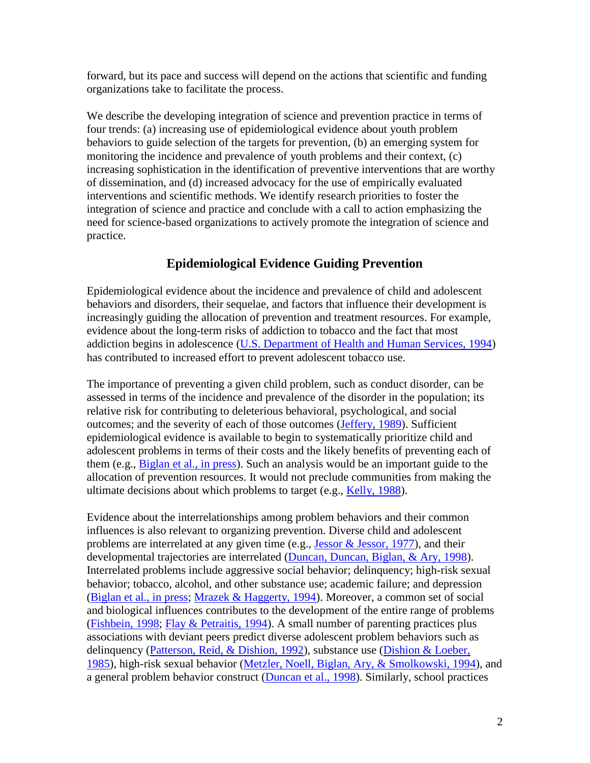forward, but its pace and success will depend on the actions that scientific and funding organizations take to facilitate the process.

We describe the developing integration of science and prevention practice in terms of four trends: (a) increasing use of epidemiological evidence about youth problem behaviors to guide selection of the targets for prevention, (b) an emerging system for monitoring the incidence and prevalence of youth problems and their context, (c) increasing sophistication in the identification of preventive interventions that are worthy of dissemination, and (d) increased advocacy for the use of empirically evaluated interventions and scientific methods. We identify research priorities to foster the integration of science and practice and conclude with a call to action emphasizing the need for science-based organizations to actively promote the integration of science and practice.

## Epidemiological Evidence Guiding Prevention

Epidemiological evidence about the incidence and prevalence of child and adolescent behaviors and disorders, their sequelae, and factors that influence their development is increasingly guiding the allocation of prevention and treatment resources. For example, evidence about the long-term risks of addiction to tobacco and the fact that most addiction begins in adolescence (U.S. Department of Health and Human Services, 1994) has contributed to increased effort to prevent adolescent tobacco use.

The importance of preventing a given child problem, such as conduct disorder, can be assessed in terms of the incidence and prevalence of the disorder in the population; its relative risk for contributing to deleterious behavioral, psychological, and social outcomes; and the severity of each of those outcomes (Jeffery, 1989). Sufficient epidemiological evidence is available to begin to systematically prioritize child and adolescent problems in terms of their costs and the likely benefits of preventing each of them (e.g., Biglan et al., in press). Such an analysis would be an important guide to the allocation of prevention resources. It would not preclude communities from making the ultimate decisions about which problems to target (e.g., Kelly, 1988).

Evidence about the interrelationships among problem behaviors and their common influences is also relevant to organizing prevention. Diverse child and adolescent problems are interrelated at any given time (e.g., Jessor & Jessor, 1977), and their developmental trajectories are interrelated (Duncan, Duncan, Biglan, & Ary, 1998). Interrelated problems include aggressive social behavior; delinquency; high-risk sexual behavior; tobacco, alcohol, and other substance use; academic failure; and depression (Biglan et al., in press; Mrazek & Haggerty, 1994). Moreover, a common set of social and biological influences contributes to the development of the entire range of problems (Fishbein, 1998; Flay & Petraitis, 1994). A small number of parenting practices plus associations with deviant peers predict diverse adolescent problem behaviors such as delinquency (Patterson, Reid, & Dishion, 1992), substance use (Dishion & Loeber, 1985), high-risk sexual behavior (Metzler, Noell, Biglan, Ary, & Smolkowski, 1994), and a general problem behavior construct (Duncan et al., 1998). Similarly, school practices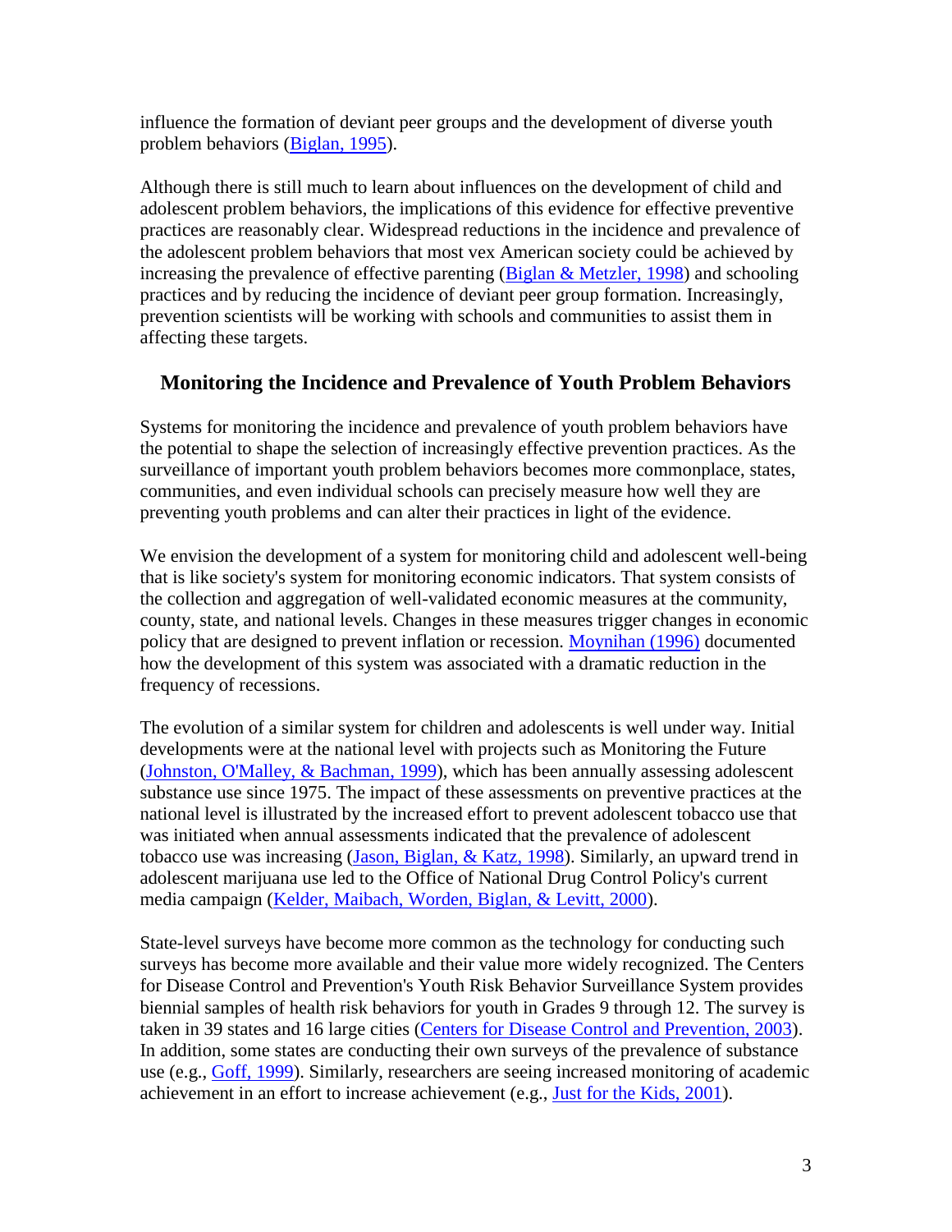influence the formation of deviant peer groups and the development of diverse youth problem behaviors (Biglan, 1995).

Although there is still much to learn about influences on the development of child and adolescent problem behaviors, the implications of this evidence for effective preventive practices are reasonably clear. Widespread reductions in the incidence and prevalence of the adolescent problem behaviors that most vex American society could be achieved by increasing the prevalence of effective parenting (Biglan & Metzler, 1998) and schooling practices and by reducing the incidence of deviant peer group formation. Increasingly, prevention scientists will be working with schools and communities to assist them in affecting these targets.

## Monitoring the Incidence and Prevalence of Youth Problem Behaviors

Systems for monitoring the incidence and prevalence of youth problem behaviors have the potential to shape the selection of increasingly effective prevention practices. As the surveillance of important youth problem behaviors becomes more commonplace, states, communities, and even individual schools can precisely measure how well they are preventing youth problems and can alter their practices in light of the evidence.

We envision the development of a system for monitoring child and adolescent well-being that is like society's system for monitoring economic indicators. That system consists of the collection and aggregation of well-validated economic measures at the community, county, state, and national levels. Changes in these measures trigger changes in economic policy that are designed to prevent inflation or recession. Moynihan (1996) documented how the development of this system was associated with a dramatic reduction in the frequency of recessions.

The evolution of a similar system for children and adolescents is well under way. Initial developments were at the national level with projects such as Monitoring the Future (Johnston, O'Malley, & Bachman, 1999), which has been annually assessing adolescent substance use since 1975. The impact of these assessments on preventive practices at the national level is illustrated by the increased effort to prevent adolescent tobacco use that was initiated when annual assessments indicated that the prevalence of adolescent tobacco use was increasing (Jason, Biglan, & Katz, 1998). Similarly, an upward trend in adolescent marijuana use led to the Office of National Drug Control Policy's current media campaign (Kelder, Maibach, Worden, Biglan, & Levitt, 2000).

State-level surveys have become more common as the technology for conducting such surveys has become more available and their value more widely recognized. The Centers for Disease Control and Prevention's Youth Risk Behavior Surveillance System provides biennial samples of health risk behaviors for youth in Grades 9 through 12. The survey is taken in 39 states and 16 large cities (Centers for Disease Control and Prevention, 2003). In addition, some states are conducting their own surveys of the prevalence of substance use (e.g., Goff, 1999). Similarly, researchers are seeing increased monitoring of academic achievement in an effort to increase achievement (e.g., Just for the Kids, 2001).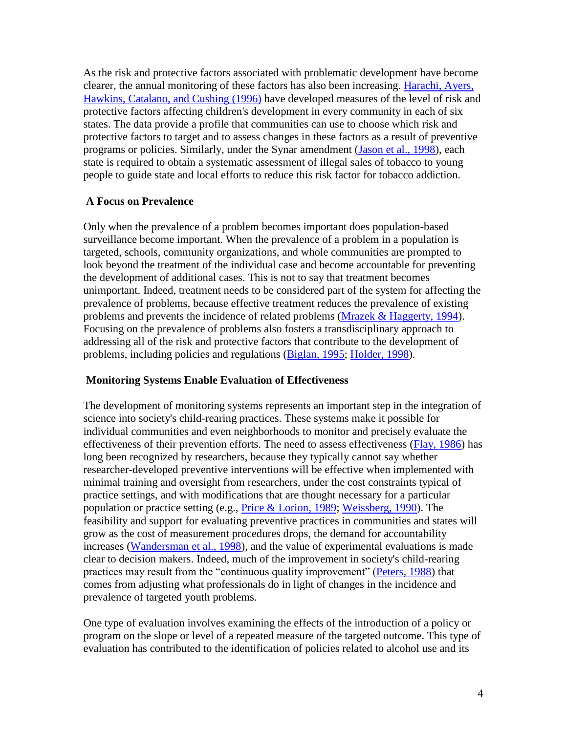As the risk and protective factors associated with problematic development have become clearer, the annual monitoring of these factors has also been increasing. Harachi, Ayers, Hawkins, Catalano, and Cushing (1996) have developed measures of the level of risk and protective factors affecting children's development in every community in each of six states. The data provide a profile that communities can use to choose which risk and protective factors to target and to assess changes in these factors as a result of preventive programs or policies. Similarly, under the Synar amendment (Jason et al., 1998), each state is required to obtain a systematic assessment of illegal sales of tobacco to young people to guide state and local efforts to reduce this risk factor for tobacco addiction.

### A Focus on Prevalence

Only when the prevalence of a problem becomes important does population-based surveillance become important. When the prevalence of a problem in a population is targeted, schools, community organizations, and whole communities are prompted to look beyond the treatment of the individual case and become accountable for preventing the development of additional cases. This is not to say that treatment becomes unimportant. Indeed, treatment needs to be considered part of the system for affecting the prevalence of problems, because effective treatment reduces the prevalence of existing problems and prevents the incidence of related problems (Mrazek & Haggerty, 1994). Focusing on the prevalence of problems also fosters a transdisciplinary approach to addressing all of the risk and protective factors that contribute to the development of problems, including policies and regulations (Biglan, 1995; Holder, 1998).

### Monitoring Systems Enable Evaluation of Effectiveness

The development of monitoring systems represents an important step in the integration of science into society's child-rearing practices. These systems make it possible for individual communities and even neighborhoods to monitor and precisely evaluate the effectiveness of their prevention efforts. The need to assess effectiveness (Flay, 1986) has long been recognized by researchers, because they typically cannot say whether researcher-developed preventive interventions will be effective when implemented with minimal training and oversight from researchers, under the cost constraints typical of practice settings, and with modifications that are thought necessary for a particular population or practice setting (e.g., Price & Lorion, 1989; Weissberg, 1990). The feasibility and support for evaluating preventive practices in communities and states will grow as the cost of measurement procedures drops, the demand for accountability increases (Wandersman et al., 1998), and the value of experimental evaluations is made clear to decision makers. Indeed, much of the improvement in society's child-rearing practices may result from the "continuous quality improvement" (Peters, 1988) that comes from adjusting what professionals do in light of changes in the incidence and prevalence of targeted youth problems.

One type of evaluation involves examining the effects of the introduction of a policy or program on the slope or level of a repeated measure of the targeted outcome. This type of evaluation has contributed to the identification of policies related to alcohol use and its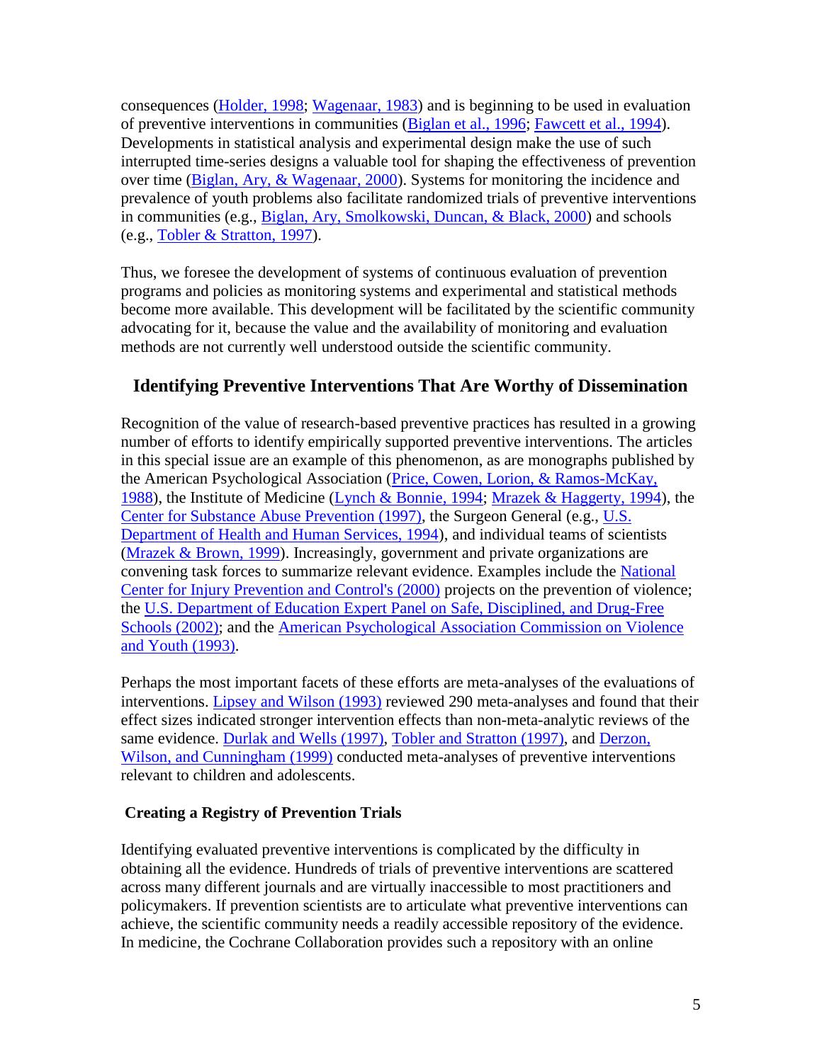consequences (Holder, 1998; Wagenaar, 1983) and is beginning to be used in evaluation of preventive interventions in communities (Biglan et al., 1996; Fawcett et al., 1994). Developments in statistical analysis and experimental design make the use of such interrupted time-series designs a valuable tool for shaping the effectiveness of prevention over time (Biglan, Ary, & Wagenaar, 2000). Systems for monitoring the incidence and prevalence of youth problems also facilitate randomized trials of preventive interventions in communities (e.g., Biglan, Ary, Smolkowski, Duncan, & Black, 2000) and schools (e.g., Tobler & Stratton, 1997).

Thus, we foresee the development of systems of continuous evaluation of prevention programs and policies as monitoring systems and experimental and statistical methods become more available. This development will be facilitated by the scientific community advocating for it, because the value and the availability of monitoring and evaluation methods are not currently well understood outside the scientific community.

## Identifying Preventive Interventions That Are Worthy of Dissemination

Recognition of the value of research-based preventive practices has resulted in a growing number of efforts to identify empirically supported preventive interventions. The articles in this special issue are an example of this phenomenon, as are monographs published by the American Psychological Association (Price, Cowen, Lorion, & Ramos-McKay, 1988), the Institute of Medicine (Lynch & Bonnie, 1994; Mrazek & Haggerty, 1994), the Center for Substance Abuse Prevention (1997), the Surgeon General (e.g., U.S. Department of Health and Human Services, 1994), and individual teams of scientists (Mrazek & Brown, 1999). Increasingly, government and private organizations are convening task forces to summarize relevant evidence. Examples include the National Center for Injury Prevention and Control's (2000) projects on the prevention of violence; the U.S. Department of Education Expert Panel on Safe, Disciplined, and Drug-Free Schools (2002); and the American Psychological Association Commission on Violence and Youth (1993).

Perhaps the most important facets of these efforts are meta-analyses of the evaluations of interventions. Lipsey and Wilson (1993) reviewed 290 meta-analyses and found that their effect sizes indicated stronger intervention effects than non-meta-analytic reviews of the same evidence. Durlak and Wells (1997), Tobler and Stratton (1997), and Derzon, Wilson, and Cunningham (1999) conducted meta-analyses of preventive interventions relevant to children and adolescents.

### Creating a Registry of Prevention Trials

Identifying evaluated preventive interventions is complicated by the difficulty in obtaining all the evidence. Hundreds of trials of preventive interventions are scattered across many different journals and are virtually inaccessible to most practitioners and policymakers. If prevention scientists are to articulate what preventive interventions can achieve, the scientific community needs a readily accessible repository of the evidence. In medicine, the Cochrane Collaboration provides such a repository with an online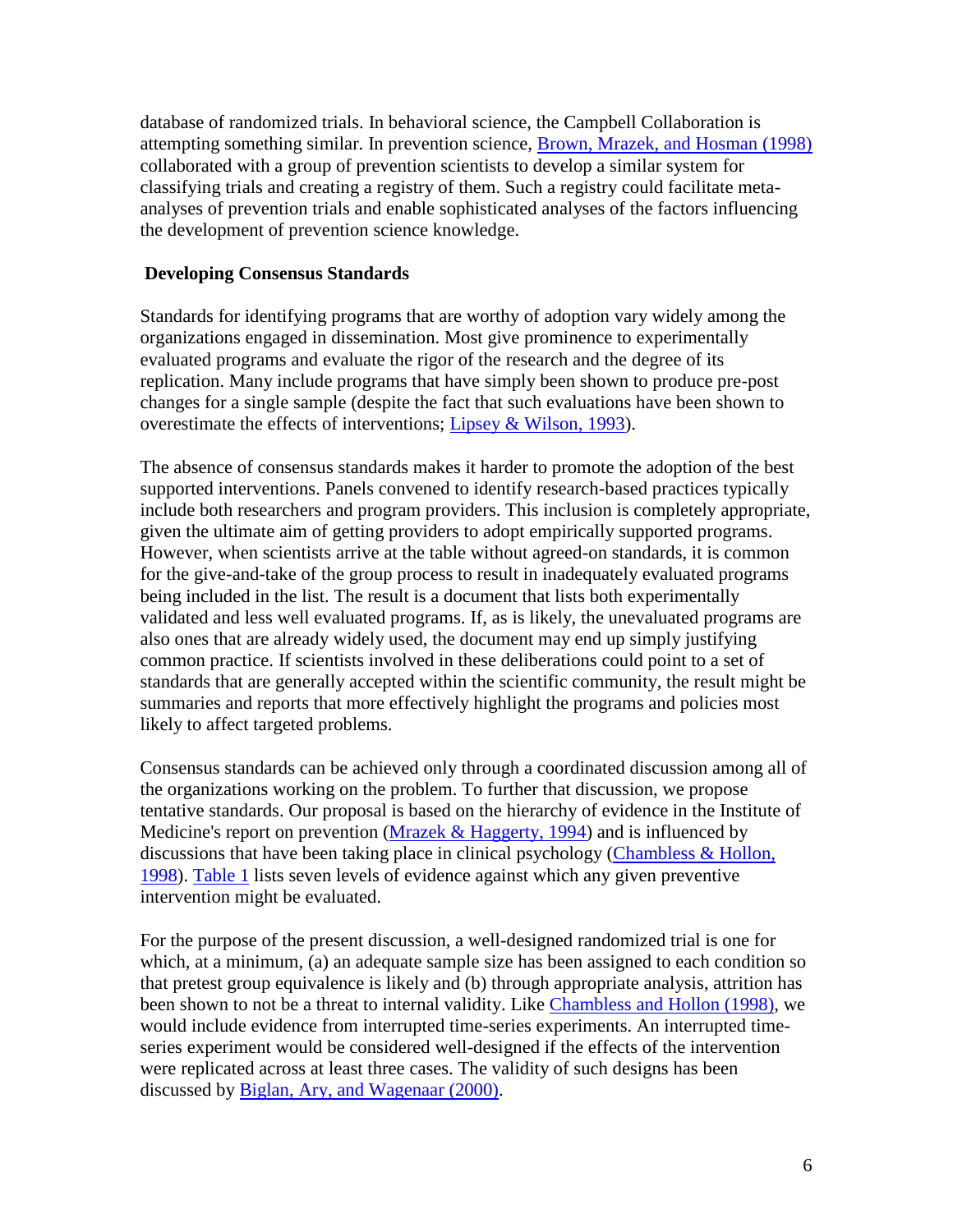database of randomized trials. In behavioral science, the Campbell Collaboration is attempting something similar. In prevention science, Brown, Mrazek, and Hosman (1998) collaborated with a group of prevention scientists to develop a similar system for classifying trials and creating a registry of them. Such a registry could facilitate meta-analyses of prevention trials and enable sophisticated analyses of the factors influencing the development of prevention science knowledge.

## Developing Consensus Standards

Standards for identifying programs that are worthy of adoption vary widely among the organizations engaged in dissemination. Most give prominence to experimentally evaluated programs and evaluate the rigor of the research and the degree of its replication. Many include programs that have simply been shown to produce pre-post changes for a single sample (despite the fact that such evaluations have been shown to overestimate the effects of interventions; Lipsey & Wilson, 1993).

The absence of consensus standards makes it harder to promote the adoption of the best supported interventions. Panels convened to identify research-based practices typically include both researchers and program providers. This inclusion is completely appropriate, given the ultimate aim of getting providers to adopt empirically supported programs. However, when scientists arrive at the table without agreed-on standards, it is common for the give-and-take of the group process to result in inadequately evaluated programs being included in the list. The result is a document that lists both experimentally validated and less well evaluated programs. If, as is likely, the unevaluated programs are also ones that are already widely used, the document may end up simply justifying common practice. If scientists involved in these deliberations could point to a set of standards that are generally accepted within the scientific community, the result might be summaries and reports that more effectively highlight the programs and policies most likely to affect targeted problems.

Consensus standards can be achieved only through a coordinated discussion among all of the organizations working on the problem. To further that discussion, we propose tentative standards. Our proposal is based on the hierarchy of evidence in the Institute of Medicine's report on prevention (Mrazek & Haggerty, 1994) and is influenced by discussions that have been taking place in clinical psychology (Chambless & Hollon, 1998). Table 1 lists seven levels of evidence against which any given preventive intervention might be evaluated.

For the purpose of the present discussion, a well-designed randomized trial is one for which, at a minimum, (a) an adequate sample size has been assigned to each condition so that pretest group equivalence is likely and (b) through appropriate analysis, attrition has been shown to not be a threat to internal validity. Like Chambless and Hollon (1998), we would include evidence from interrupted time-series experiments. An interrupted time-series experiment would be considered well-designed if the effects of the intervention were replicated across at least three cases. The validity of such designs has been discussed by Biglan, Ary, and Wagenaar (2000).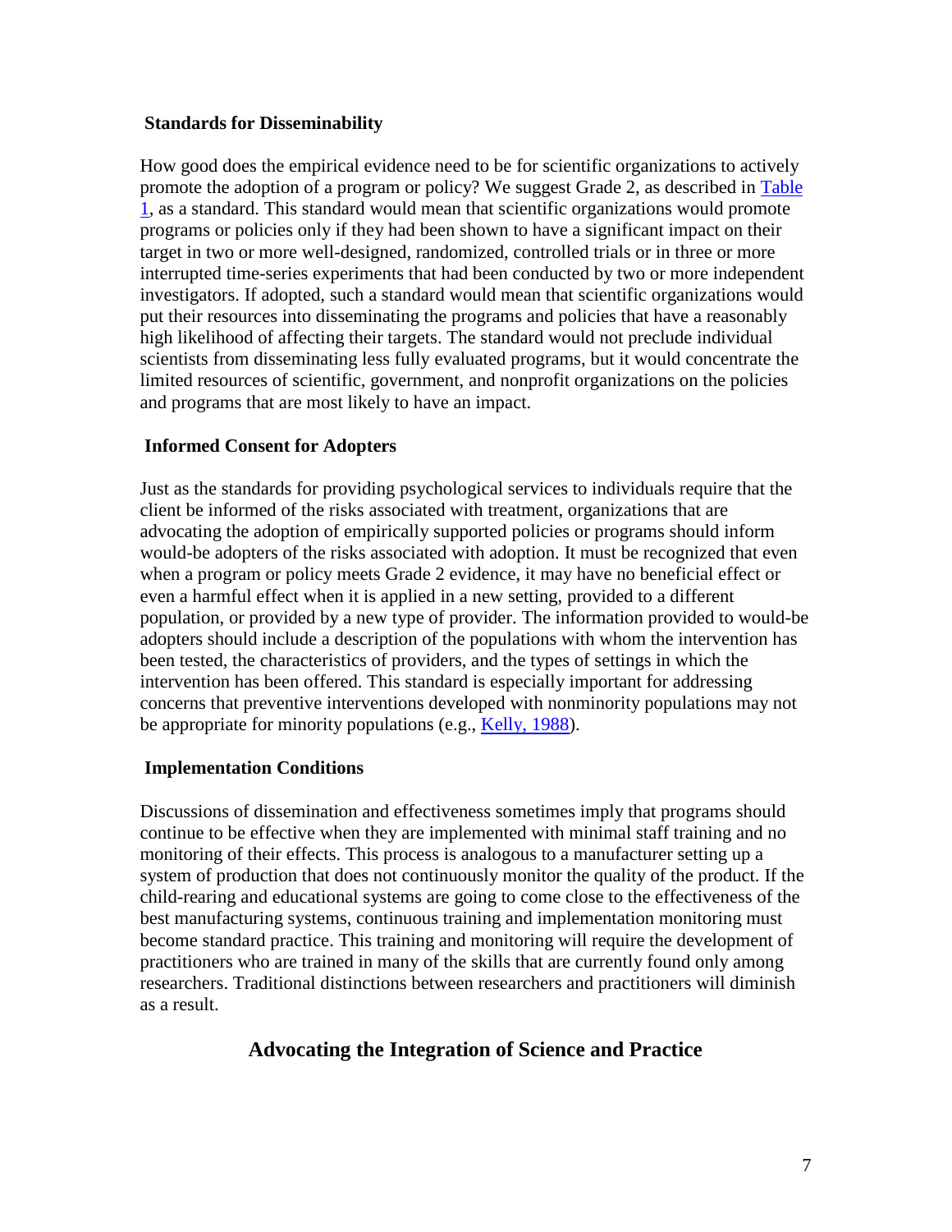### Standards for Disseminability

How good does the empirical evidence need to be for scientific organizations to actively promote the adoption of a program or policy? We suggest Grade 2, as described in Table 1, as a standard. This standard would mean that scientific organizations would promote programs or policies only if they had been shown to have a significant impact on their target in two or more well-designed, randomized, controlled trials or in three or more interrupted time-series experiments that had been conducted by two or more independent investigators. If adopted, such a standard would mean that scientific organizations would put their resources into disseminating the programs and policies that have a reasonably high likelihood of affecting their targets. The standard would not preclude individual scientists from disseminating less fully evaluated programs, but it would concentrate the limited resources of scientific, government, and nonprofit organizations on the policies and programs that are most likely to have an impact.

### Informed Consent for Adopters

Just as the standards for providing psychological services to individuals require that the client be informed of the risks associated with treatment, organizations that are advocating the adoption of empirically supported policies or programs should inform would-be adopters of the risks associated with adoption. It must be recognized that even when a program or policy meets Grade 2 evidence, it may have no beneficial effect or even a harmful effect when it is applied in a new setting, provided to a different population, or provided by a new type of provider. The information provided to would-be adopters should include a description of the populations with whom the intervention has been tested, the characteristics of providers, and the types of settings in which the intervention has been offered. This standard is especially important for addressing concerns that preventive interventions developed with nonminority populations may not be appropriate for minority populations (e.g., Kelly, 1988).

### Implementation Conditions

Discussions of dissemination and effectiveness sometimes imply that programs should continue to be effective when they are implemented with minimal staff training and no monitoring of their effects. This process is analogous to a manufacturer setting up a system of production that does not continuously monitor the quality of the product. If the child-rearing and educational systems are going to come close to the effectiveness of the best manufacturing systems, continuous training and implementation monitoring must become standard practice. This training and monitoring will require the development of practitioners who are trained in many of the skills that are currently found only among researchers. Traditional distinctions between researchers and practitioners will diminish as a result.

## Advocating the Integration of Science and Practice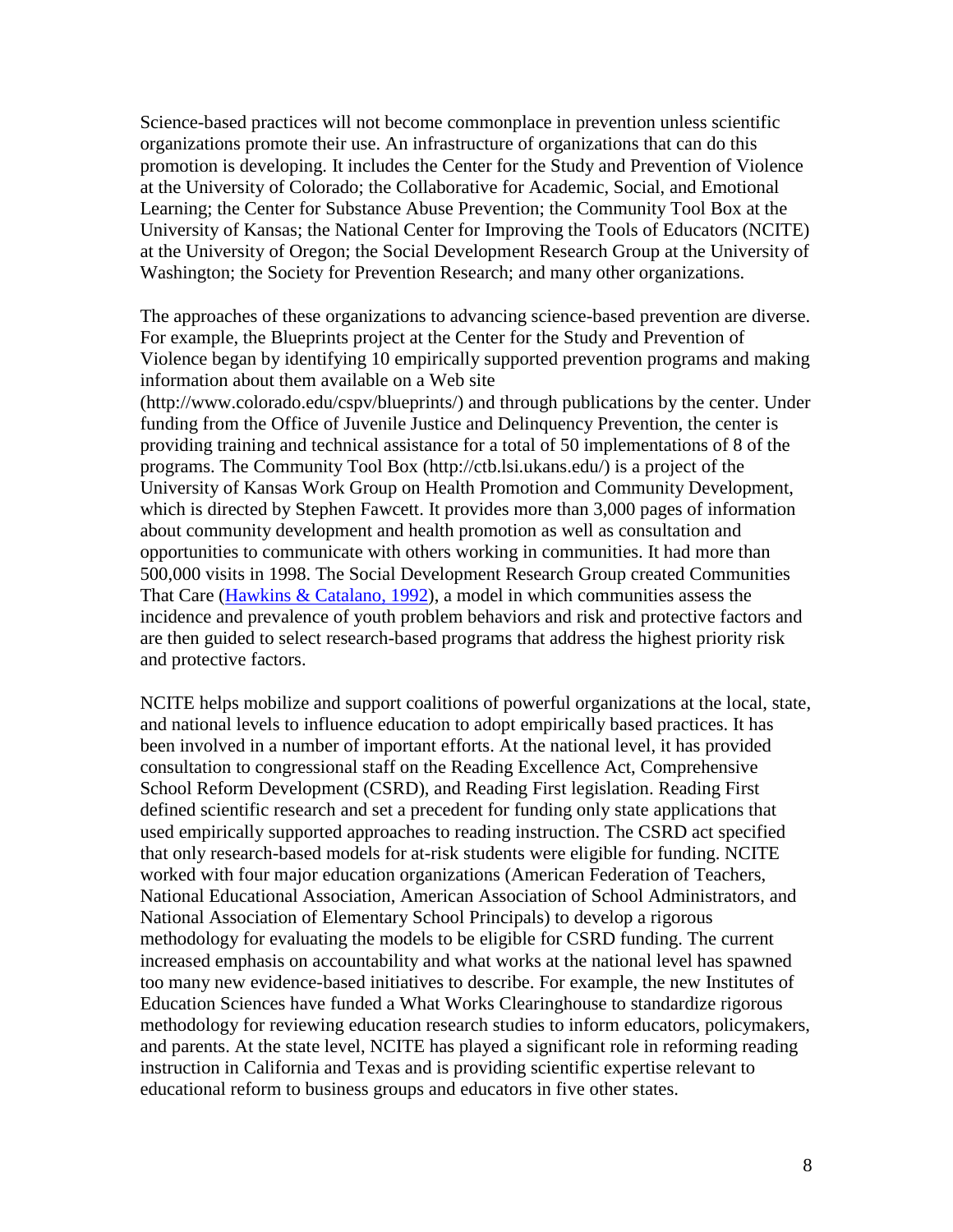Science-based practices will not become commonplace in prevention unless scientific organizations promote their use. An infrastructure of organizations that can do this promotion is developing. It includes the Center for the Study and Prevention of Violence at the University of Colorado; the Collaborative for Academic, Social, and Emotional Learning; the Center for Substance Abuse Prevention; the Community Tool Box at the University of Kansas; the National Center for Improving the Tools of Educators (NCITE) at the University of Oregon; the Social Development Research Group at the University of Washington; the Society for Prevention Research; and many other organizations.

The approaches of these organizations to advancing science-based prevention are diverse. For example, the Blueprints project at the Center for the Study and Prevention of Violence began by identifying 10 empirically supported prevention programs and making information about them available on a Web site (http://www.colorado.edu/cspv/blueprints/) and through publications by the center. Under funding from the Office of Juvenile Justice and Delinquency Prevention, the center is providing training and technical assistance for a total of 50 implementations of 8 of the programs. The Community Tool Box (http://ctb.lsi.ukans.edu/) is a project of the University of Kansas Work Group on Health Promotion and Community Development, which is directed by Stephen Fawcett. It provides more than 3,000 pages of information about community development and health promotion as well as consultation and opportunities to communicate with others working in communities. It had more than 500,000 visits in 1998. The Social Development Research Group created Communities That Care (Hawkins & Catalano, 1992), a model in which communities assess the incidence and prevalence of youth problem behaviors and risk and protective factors and are then guided to select research-based programs that address the highest priority risk and protective factors.

NCITE helps mobilize and support coalitions of powerful organizations at the local, state, and national levels to influence education to adopt empirically based practices. It has been involved in a number of important efforts. At the national level, it has provided consultation to congressional staff on the Reading Excellence Act, Comprehensive School Reform Development (CSRD), and Reading First legislation. Reading First defined scientific research and set a precedent for funding only state applications that used empirically supported approaches to reading instruction. The CSRD act specified that only research-based models for at-risk students were eligible for funding. NCITE worked with four major education organizations (American Federation of Teachers, National Educational Association, American Association of School Administrators, and National Association of Elementary School Principals) to develop a rigorous methodology for evaluating the models to be eligible for CSRD funding. The current increased emphasis on accountability and what works at the national level has spawned too many new evidence-based initiatives to describe. For example, the new Institutes of Education Sciences have funded a What Works Clearinghouse to standardize rigorous methodology for reviewing education research studies to inform educators, policymakers, and parents. At the state level, NCITE has played a significant role in reforming reading instruction in California and Texas and is providing scientific expertise relevant to educational reform to business groups and educators in five other states.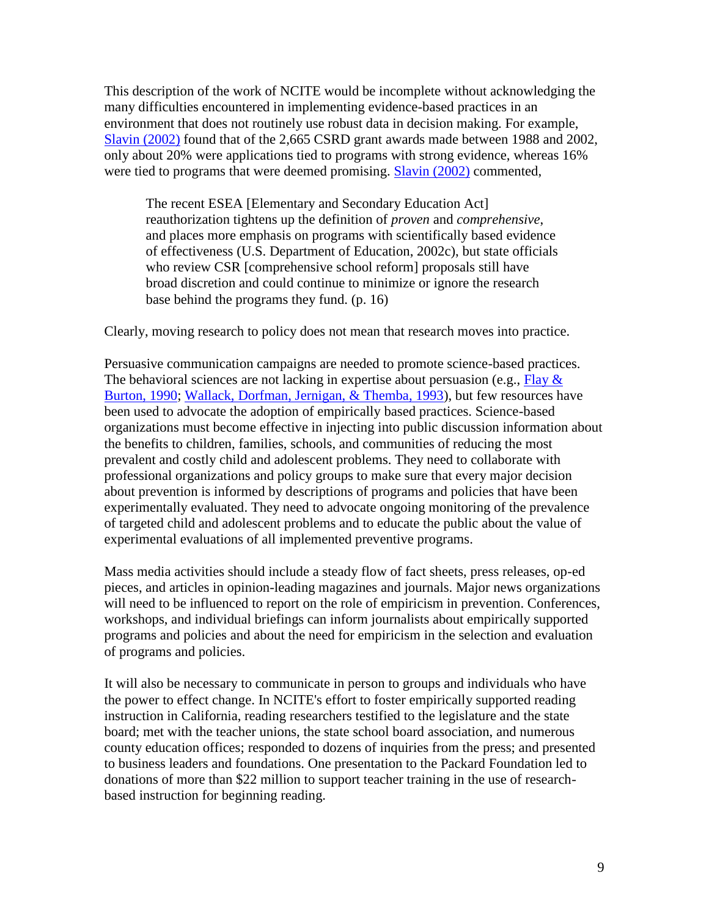This description of the work of NCITE would be incomplete without acknowledging the many difficulties encountered in implementing evidence-based practices in an environment that does not routinely use robust data in decision making. For example, Slavin (2002) found that of the 2,665 CSRD grant awards made between 1988 and 2002, only about 20% were applications tied to programs with strong evidence, whereas 16% were tied to programs that were deemed promising. Slavin (2002) commented,

> The recent ESEA [Elementary and Secondary Education Act] reauthorization tightens up the definition of *proven* and *comprehensive*, and places more emphasis on programs with scientifically based evidence of effectiveness (U.S. Department of Education, 2002c), but state officials who review CSR [comprehensive school reform] proposals still have broad discretion and could continue to minimize or ignore the research base behind the programs they fund. (p. 16)

Clearly, moving research to policy does not mean that research moves into practice.

Persuasive communication campaigns are needed to promote science-based practices. The behavioral sciences are not lacking in expertise about persuasion (e.g., Flay & Burton, 1990; Wallack, Dorfman, Jernigan, & Themba, 1993), but few resources have been used to advocate the adoption of empirically based practices. Science-based organizations must become effective in injecting into public discussion information about the benefits to children, families, schools, and communities of reducing the most prevalent and costly child and adolescent problems. They need to collaborate with professional organizations and policy groups to make sure that every major decision about prevention is informed by descriptions of programs and policies that have been experimentally evaluated. They need to advocate ongoing monitoring of the prevalence of targeted child and adolescent problems and to educate the public about the value of experimental evaluations of all implemented preventive programs.

Mass media activities should include a steady flow of fact sheets, press releases, op-ed pieces, and articles in opinion-leading magazines and journals. Major news organizations will need to be influenced to report on the role of empiricism in prevention. Conferences, workshops, and individual briefings can inform journalists about empirically supported programs and policies and about the need for empiricism in the selection and evaluation of programs and policies.

It will also be necessary to communicate in person to groups and individuals who have the power to effect change. In NCITE's effort to foster empirically supported reading instruction in California, reading researchers testified to the legislature and the state board; met with the teacher unions, the state school board association, and numerous county education offices; responded to dozens of inquiries from the press; and presented to business leaders and foundations. One presentation to the Packard Foundation led to donations of more than $22 million to support teacher training in the use of research-based instruction for beginning reading.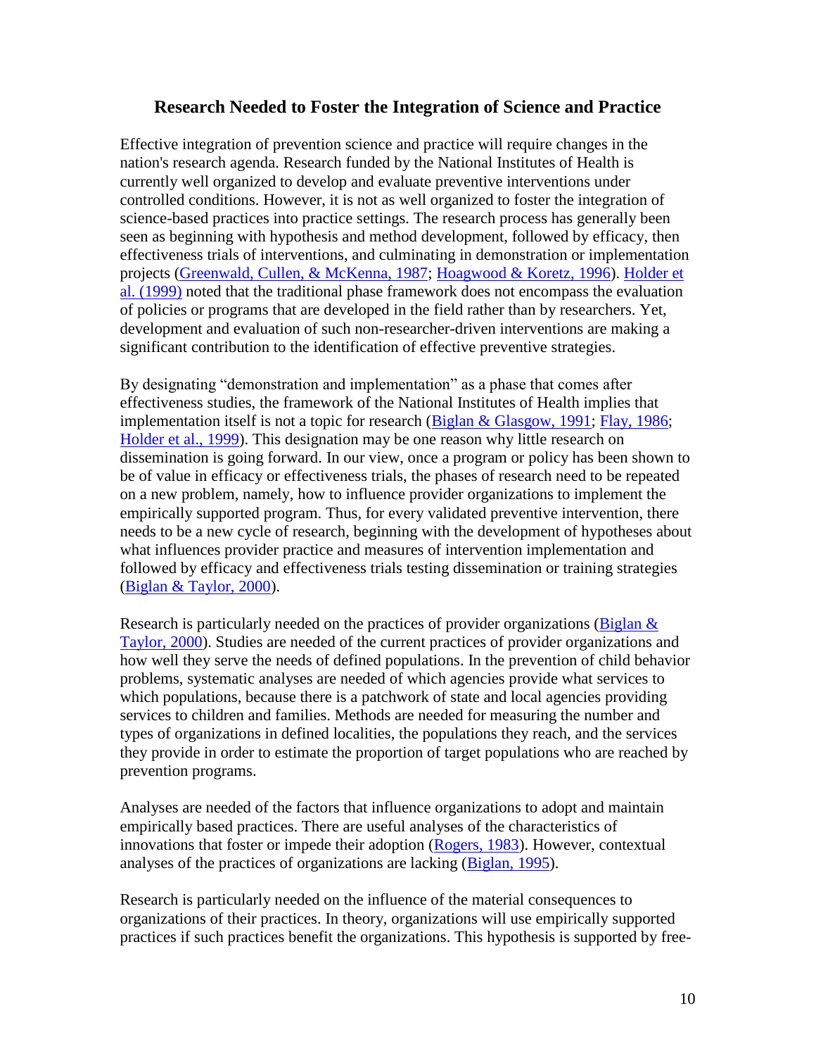## Research Needed to Foster the Integration of Science and Practice

Effective integration of prevention science and practice will require changes in the nation's research agenda. Research funded by the National Institutes of Health is currently well organized to develop and evaluate preventive interventions under controlled conditions. However, it is not as well organized to foster the integration of science-based practices into practice settings. The research process has generally been seen as beginning with hypothesis and method development, followed by efficacy, then effectiveness trials of interventions, and culminating in demonstration or implementation projects (Greenwald, Cullen, & McKenna, 1987; Hoagwood & Koretz, 1996). Holder et al. (1999) noted that the traditional phase framework does not encompass the evaluation of policies or programs that are developed in the field rather than by researchers. Yet, development and evaluation of such non-researcher-driven interventions are making a significant contribution to the identification of effective preventive strategies.

By designating "demonstration and implementation" as a phase that comes after effectiveness studies, the framework of the National Institutes of Health implies that implementation itself is not a topic for research (Biglan & Glasgow, 1991; Flay, 1986; Holder et al., 1999). This designation may be one reason why little research on dissemination is going forward. In our view, once a program or policy has been shown to be of value in efficacy or effectiveness trials, the phases of research need to be repeated on a new problem, namely, how to influence provider organizations to implement the empirically supported program. Thus, for every validated preventive intervention, there needs to be a new cycle of research, beginning with the development of hypotheses about what influences provider practice and measures of intervention implementation and followed by efficacy and effectiveness trials testing dissemination or training strategies (Biglan & Taylor, 2000).

Research is particularly needed on the practices of provider organizations (Biglan & Taylor, 2000). Studies are needed of the current practices of provider organizations and how well they serve the needs of defined populations. In the prevention of child behavior problems, systematic analyses are needed of which agencies provide what services to which populations, because there is a patchwork of state and local agencies providing services to children and families. Methods are needed for measuring the number and types of organizations in defined localities, the populations they reach, and the services they provide in order to estimate the proportion of target populations who are reached by prevention programs.

Analyses are needed of the factors that influence organizations to adopt and maintain empirically based practices. There are useful analyses of the characteristics of innovations that foster or impede their adoption (Rogers, 1983). However, contextual analyses of the practices of organizations are lacking (Biglan, 1995).

Research is particularly needed on the influence of the material consequences to organizations of their practices. In theory, organizations will use empirically supported practices if such practices benefit the organizations. This hypothesis is supported by free-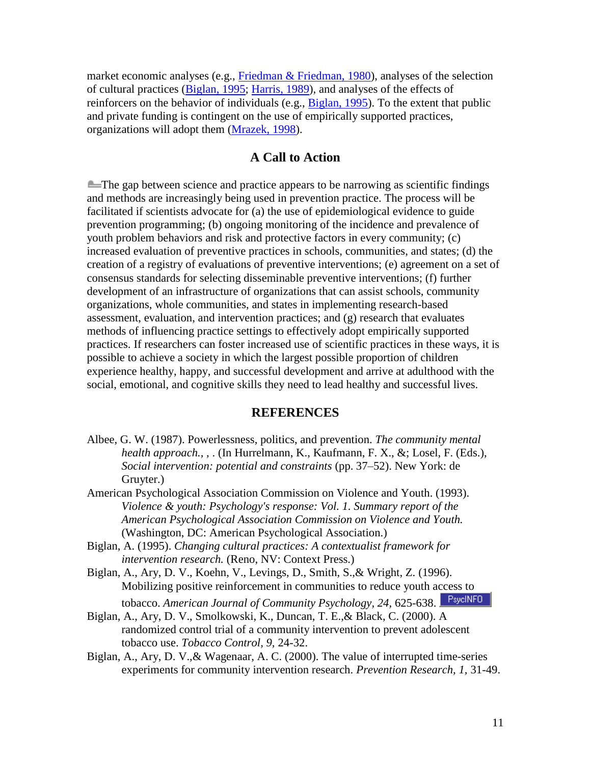market economic analyses (e.g., Friedman & Friedman, 1980), analyses of the selection of cultural practices (Biglan, 1995; Harris, 1989), and analyses of the effects of reinforcers on the behavior of individuals (e.g., Biglan, 1995). To the extent that public and private funding is contingent on the use of empirically supported practices, organizations will adopt them (Mrazek, 1998).

## A Call to Action

The gap between science and practice appears to be narrowing as scientific findings and methods are increasingly being used in prevention practice. The process will be facilitated if scientists advocate for (a) the use of epidemiological evidence to guide prevention programming; (b) ongoing monitoring of the incidence and prevalence of youth problem behaviors and risk and protective factors in every community; (c) increased evaluation of preventive practices in schools, communities, and states; (d) the creation of a registry of evaluations of preventive interventions; (e) agreement on a set of consensus standards for selecting disseminable preventive interventions; (f) further development of an infrastructure of organizations that can assist schools, community organizations, whole communities, and states in implementing research-based assessment, evaluation, and intervention practices; and (g) research that evaluates methods of influencing practice settings to effectively adopt empirically supported practices. If researchers can foster increased use of scientific practices in these ways, it is possible to achieve a society in which the largest possible proportion of children experience healthy, happy, and successful development and arrive at adulthood with the social, emotional, and cognitive skills they need to lead healthy and successful lives.

## REFERENCES

Albee, G. W. (1987). Powerlessness, politics, and prevention. *The community mental health approach., , .* (In Hurrelmann, K., Kaufmann, F. X., &; Losel, F. (Eds.), *Social intervention: potential and constraints* (pp. 37–52). New York: de Gruyter.)

American Psychological Association Commission on Violence and Youth. (1993). *Violence & youth: Psychology's response: Vol. 1. Summary report of the American Psychological Association Commission on Violence and Youth.* (Washington, DC: American Psychological Association.)

Biglan, A. (1995). *Changing cultural practices: A contextualist framework for intervention research.* (Reno, NV: Context Press.)

Biglan, A., Ary, D. V., Koehn, V., Levings, D., Smith, S.,& Wright, Z. (1996). Mobilizing positive reinforcement in communities to reduce youth access to tobacco. *American Journal of Community Psychology, 24,* 625-638. PsycINFO

Biglan, A., Ary, D. V., Smolkowski, K., Duncan, T. E.,& Black, C. (2000). A randomized control trial of a community intervention to prevent adolescent tobacco use. *Tobacco Control, 9,* 24-32.

Biglan, A., Ary, D. V.,& Wagenaar, A. C. (2000). The value of interrupted time-series experiments for community intervention research. *Prevention Research, 1,* 31-49.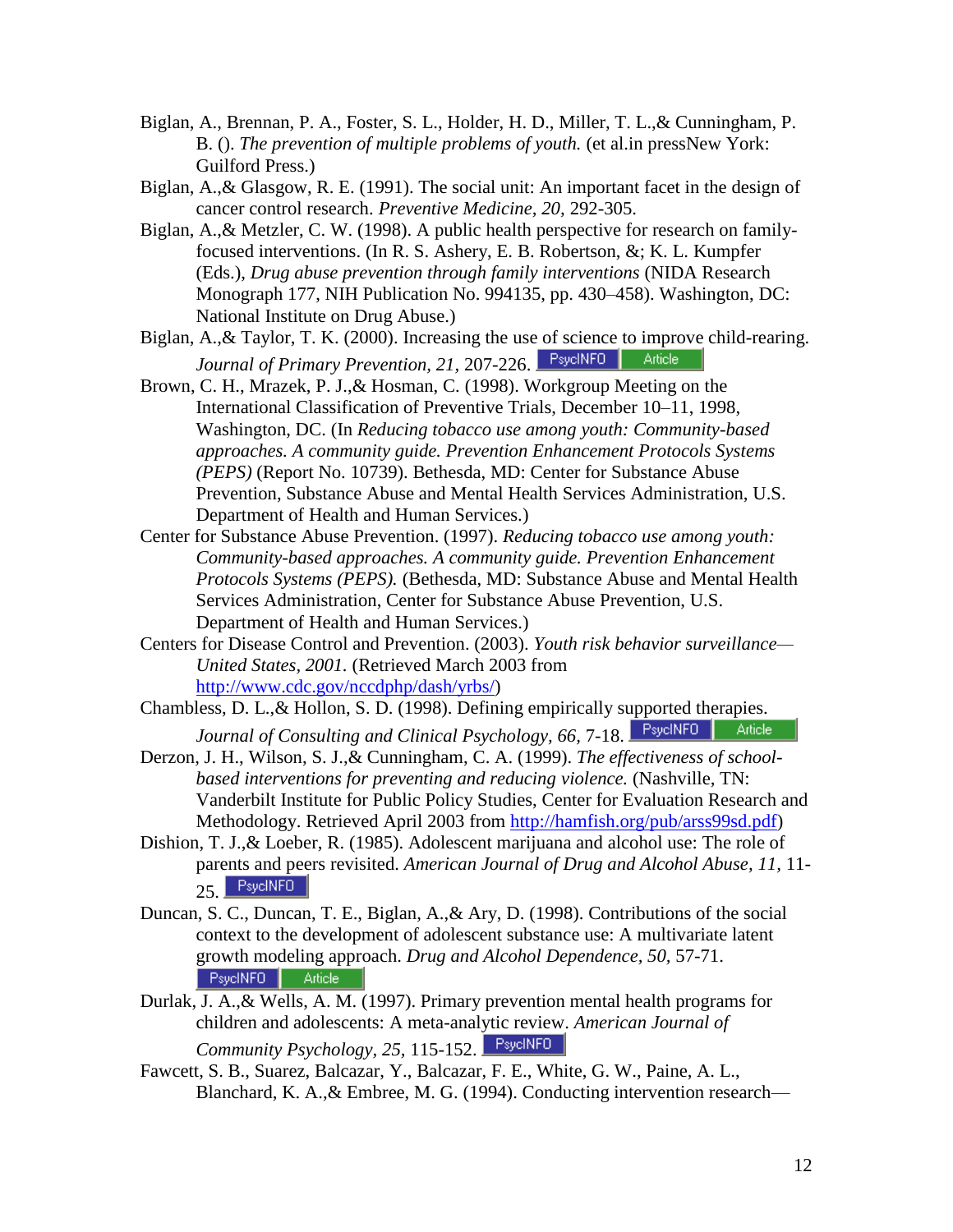Biglan, A., Brennan, P. A., Foster, S. L., Holder, H. D., Miller, T. L.,& Cunningham, P. B. (). *The prevention of multiple problems of youth.* (et al.in pressNew York: Guilford Press.)

Biglan, A.,& Glasgow, R. E. (1991). The social unit: An important facet in the design of cancer control research. *Preventive Medicine, 20,* 292-305.

Biglan, A.,& Metzler, C. W. (1998). A public health perspective for research on family-focused interventions. (In R. S. Ashery, E. B. Robertson, &; K. L. Kumpfer (Eds.), *Drug abuse prevention through family interventions* (NIDA Research Monograph 177, NIH Publication No. 994135, pp. 430–458). Washington, DC: National Institute on Drug Abuse.)

Biglan, A.,& Taylor, T. K. (2000). Increasing the use of science to improve child-rearing. *Journal of Primary Prevention, 21,* 207-226. PsycINFO Article

Brown, C. H., Mrazek, P. J.,& Hosman, C. (1998). Workgroup Meeting on the International Classification of Preventive Trials, December 10–11, 1998, Washington, DC. (In *Reducing tobacco use among youth: Community-based approaches. A community guide. Prevention Enhancement Protocols Systems (PEPS)* (Report No. 10739). Bethesda, MD: Center for Substance Abuse Prevention, Substance Abuse and Mental Health Services Administration, U.S. Department of Health and Human Services.)

Center for Substance Abuse Prevention. (1997). *Reducing tobacco use among youth: Community-based approaches. A community guide. Prevention Enhancement Protocols Systems (PEPS).* (Bethesda, MD: Substance Abuse and Mental Health Services Administration, Center for Substance Abuse Prevention, U.S. Department of Health and Human Services.)

Centers for Disease Control and Prevention. (2003). *Youth risk behavior surveillance—United States, 2001.* (Retrieved March 2003 from http://www.cdc.gov/nccdphp/dash/yrbs/)

Chambless, D. L.,& Hollon, S. D. (1998). Defining empirically supported therapies. *Journal of Consulting and Clinical Psychology, 66,* 7-18. PsycINFO Article

Derzon, J. H., Wilson, S. J.,& Cunningham, C. A. (1999). *The effectiveness of school-based interventions for preventing and reducing violence.* (Nashville, TN: Vanderbilt Institute for Public Policy Studies, Center for Evaluation Research and Methodology. Retrieved April 2003 from http://hamfish.org/pub/arss99sd.pdf)

Dishion, T. J.,& Loeber, R. (1985). Adolescent marijuana and alcohol use: The role of parents and peers revisited. *American Journal of Drug and Alcohol Abuse, 11,* 11-25. PsycINFO

Duncan, S. C., Duncan, T. E., Biglan, A.,& Ary, D. (1998). Contributions of the social context to the development of adolescent substance use: A multivariate latent growth modeling approach. *Drug and Alcohol Dependence, 50,* 57-71. PsycINFO Article

Durlak, J. A.,& Wells, A. M. (1997). Primary prevention mental health programs for children and adolescents: A meta-analytic review. *American Journal of Community Psychology, 25,* 115-152. PsycINFO

Fawcett, S. B., Suarez, Balcazar, Y., Balcazar, F. E., White, G. W., Paine, A. L., Blanchard, K. A.,& Embree, M. G. (1994). Conducting intervention research—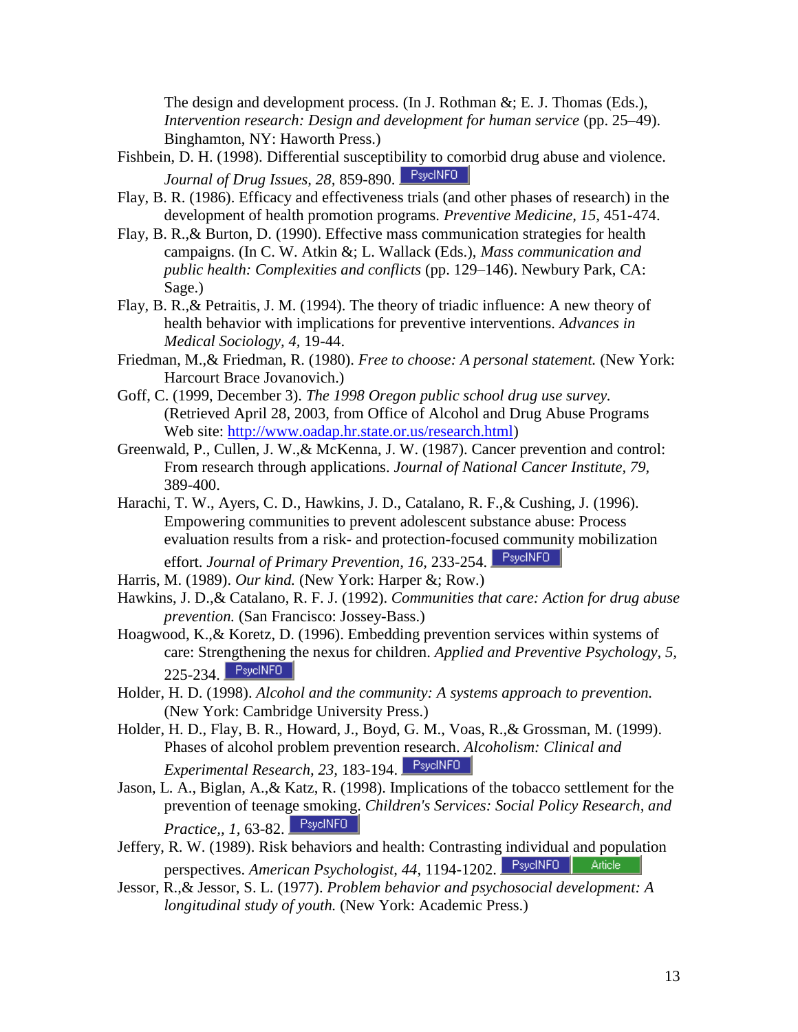The design and development process. (In J. Rothman &; E. J. Thomas (Eds.), *Intervention research: Design and development for human service* (pp. 25–49). Binghamton, NY: Haworth Press.)

Fishbein, D. H. (1998). Differential susceptibility to comorbid drug abuse and violence. *Journal of Drug Issues, 28,* 859-890. PsycINFO

Flay, B. R. (1986). Efficacy and effectiveness trials (and other phases of research) in the development of health promotion programs. *Preventive Medicine, 15,* 451-474.

Flay, B. R.,& Burton, D. (1990). Effective mass communication strategies for health campaigns. (In C. W. Atkin &; L. Wallack (Eds.), *Mass communication and public health: Complexities and conflicts* (pp. 129–146). Newbury Park, CA: Sage.)

Flay, B. R.,& Petraitis, J. M. (1994). The theory of triadic influence: A new theory of health behavior with implications for preventive interventions. *Advances in Medical Sociology, 4,* 19-44.

Friedman, M.,& Friedman, R. (1980). *Free to choose: A personal statement.* (New York: Harcourt Brace Jovanovich.)

Goff, C. (1999, December 3). *The 1998 Oregon public school drug use survey.* (Retrieved April 28, 2003, from Office of Alcohol and Drug Abuse Programs Web site: http://www.oadap.hr.state.or.us/research.html)

Greenwald, P., Cullen, J. W.,& McKenna, J. W. (1987). Cancer prevention and control: From research through applications. *Journal of National Cancer Institute, 79,* 389-400.

Harachi, T. W., Ayers, C. D., Hawkins, J. D., Catalano, R. F.,& Cushing, J. (1996). Empowering communities to prevent adolescent substance abuse: Process evaluation results from a risk- and protection-focused community mobilization effort. *Journal of Primary Prevention, 16,* 233-254. PsycINFO

Harris, M. (1989). *Our kind.* (New York: Harper &; Row.)

Hawkins, J. D.,& Catalano, R. F. J. (1992). *Communities that care: Action for drug abuse prevention.* (San Francisco: Jossey-Bass.)

Hoagwood, K.,& Koretz, D. (1996). Embedding prevention services within systems of care: Strengthening the nexus for children. *Applied and Preventive Psychology, 5,* 225-234. PsycINFO

Holder, H. D. (1998). *Alcohol and the community: A systems approach to prevention.* (New York: Cambridge University Press.)

Holder, H. D., Flay, B. R., Howard, J., Boyd, G. M., Voas, R.,& Grossman, M. (1999). Phases of alcohol problem prevention research. *Alcoholism: Clinical and Experimental Research, 23,* 183-194. PsycINFO

Jason, L. A., Biglan, A.,& Katz, R. (1998). Implications of the tobacco settlement for the prevention of teenage smoking. *Children's Services: Social Policy Research, and Practice,, 1,* 63-82. PsycINFO

Jeffery, R. W. (1989). Risk behaviors and health: Contrasting individual and population perspectives. *American Psychologist, 44,* 1194-1202. PsycINFO Article

Jessor, R.,& Jessor, S. L. (1977). *Problem behavior and psychosocial development: A longitudinal study of youth.* (New York: Academic Press.)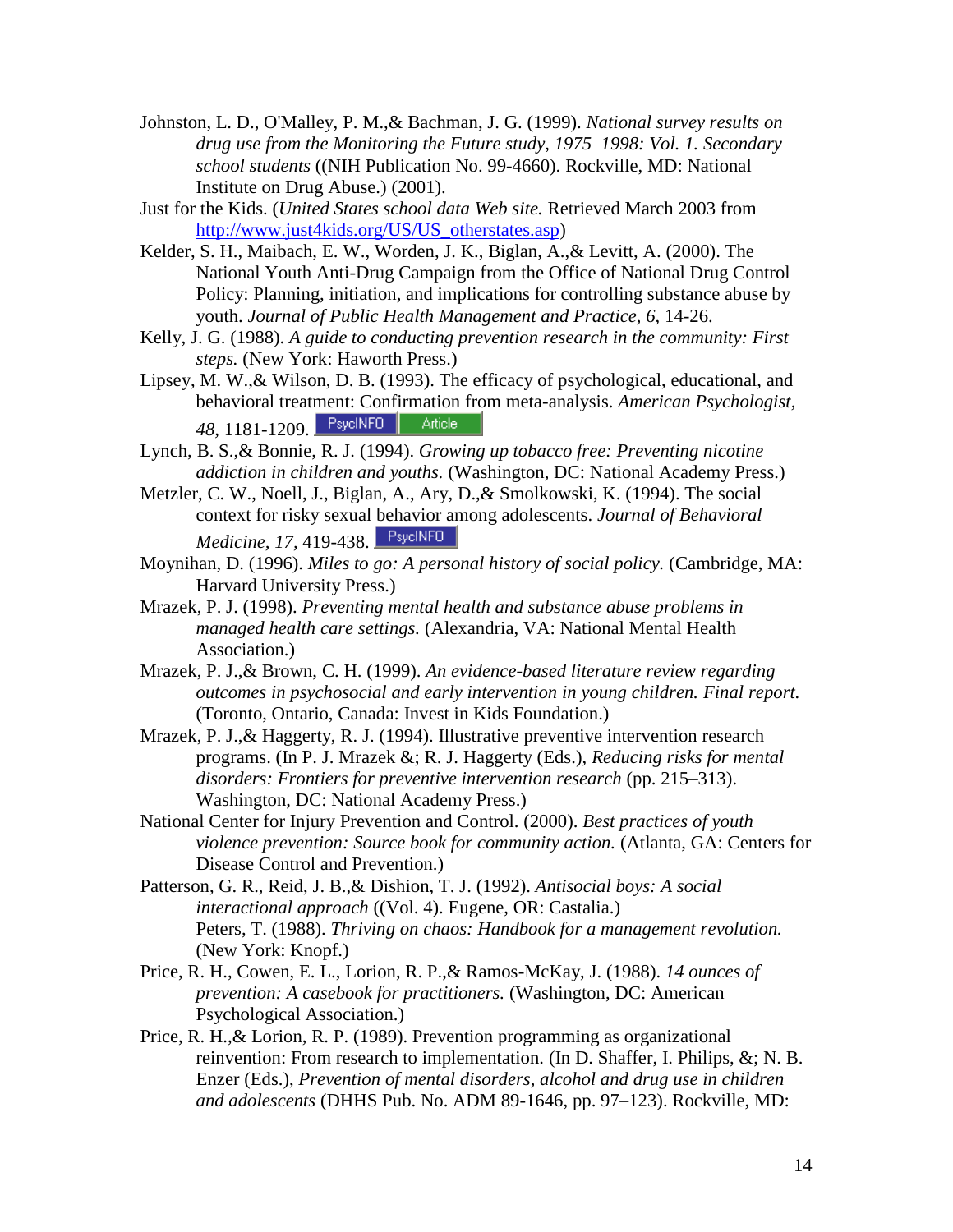Johnston, L. D., O'Malley, P. M.,& Bachman, J. G. (1999). *National survey results on drug use from the Monitoring the Future study, 1975–1998: Vol. 1. Secondary school students* ((NIH Publication No. 99-4660). Rockville, MD: National Institute on Drug Abuse.) (2001).

Just for the Kids. (*United States school data Web site.* Retrieved March 2003 from http://www.just4kids.org/US/US_otherstates.asp)

Kelder, S. H., Maibach, E. W., Worden, J. K., Biglan, A.,& Levitt, A. (2000). The National Youth Anti-Drug Campaign from the Office of National Drug Control Policy: Planning, initiation, and implications for controlling substance abuse by youth. *Journal of Public Health Management and Practice*, *6,* 14-26.

Kelly, J. G. (1988). *A guide to conducting prevention research in the community: First steps.* (New York: Haworth Press.)

Lipsey, M. W.,& Wilson, D. B. (1993). The efficacy of psychological, educational, and behavioral treatment: Confirmation from meta-analysis. *American Psychologist, 48*, 1181-1209. PsycINFO Article

Lynch, B. S.,& Bonnie, R. J. (1994). *Growing up tobacco free: Preventing nicotine addiction in children and youths.* (Washington, DC: National Academy Press.)

Metzler, C. W., Noell, J., Biglan, A., Ary, D.,& Smolkowski, K. (1994). The social context for risky sexual behavior among adolescents. *Journal of Behavioral Medicine, 17,* 419-438. PsycINFO

Moynihan, D. (1996). *Miles to go: A personal history of social policy.* (Cambridge, MA: Harvard University Press.)

Mrazek, P. J. (1998). *Preventing mental health and substance abuse problems in managed health care settings.* (Alexandria, VA: National Mental Health Association.)

Mrazek, P. J.,& Brown, C. H. (1999). *An evidence-based literature review regarding outcomes in psychosocial and early intervention in young children. Final report.* (Toronto, Ontario, Canada: Invest in Kids Foundation.)

Mrazek, P. J.,& Haggerty, R. J. (1994). Illustrative preventive intervention research programs. (In P. J. Mrazek &; R. J. Haggerty (Eds.), *Reducing risks for mental disorders: Frontiers for preventive intervention research* (pp. 215–313). Washington, DC: National Academy Press.)

National Center for Injury Prevention and Control. (2000). *Best practices of youth violence prevention: Source book for community action.* (Atlanta, GA: Centers for Disease Control and Prevention.)

Patterson, G. R., Reid, J. B.,& Dishion, T. J. (1992). *Antisocial boys: A social interactional approach* ((Vol. 4). Eugene, OR: Castalia.)
Peters, T. (1988). *Thriving on chaos: Handbook for a management revolution.* (New York: Knopf.)

Price, R. H., Cowen, E. L., Lorion, R. P.,& Ramos-McKay, J. (1988). *14 ounces of prevention: A casebook for practitioners.* (Washington, DC: American Psychological Association.)

Price, R. H.,& Lorion, R. P. (1989). Prevention programming as organizational reinvention: From research to implementation. (In D. Shaffer, I. Philips, &; N. B. Enzer (Eds.), *Prevention of mental disorders, alcohol and drug use in children and adolescents* (DHHS Pub. No. ADM 89-1646, pp. 97–123). Rockville, MD: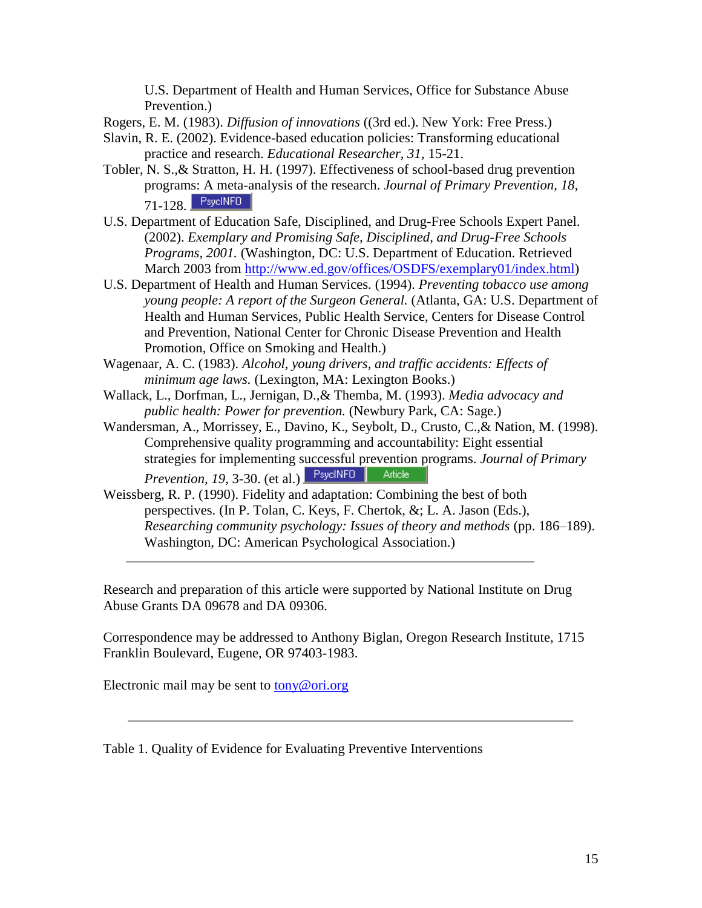U.S. Department of Health and Human Services, Office for Substance Abuse Prevention.)

Rogers, E. M. (1983). *Diffusion of innovations* ((3rd ed.). New York: Free Press.)

Slavin, R. E. (2002). Evidence-based education policies: Transforming educational practice and research. *Educational Researcher, 31*, 15-21.

Tobler, N. S.,& Stratton, H. H. (1997). Effectiveness of school-based drug prevention programs: A meta-analysis of the research. *Journal of Primary Prevention, 18,* 71-128. PsycINFO

U.S. Department of Education Safe, Disciplined, and Drug-Free Schools Expert Panel. (2002). *Exemplary and Promising Safe, Disciplined, and Drug-Free Schools Programs, 2001.* (Washington, DC: U.S. Department of Education. Retrieved March 2003 from [http://www.ed.gov/offices/OSDFS/exemplary01/index.html](http://www.ed.gov/offices/OSDFS/exemplary01/index.html))

U.S. Department of Health and Human Services. (1994). *Preventing tobacco use among young people: A report of the Surgeon General.* (Atlanta, GA: U.S. Department of Health and Human Services, Public Health Service, Centers for Disease Control and Prevention, National Center for Chronic Disease Prevention and Health Promotion, Office on Smoking and Health.)

Wagenaar, A. C. (1983). *Alcohol, young drivers, and traffic accidents: Effects of minimum age laws.* (Lexington, MA: Lexington Books.)

Wallack, L., Dorfman, L., Jernigan, D.,& Themba, M. (1993). *Media advocacy and public health: Power for prevention.* (Newbury Park, CA: Sage.)

Wandersman, A., Morrissey, E., Davino, K., Seybolt, D., Crusto, C.,& Nation, M. (1998). Comprehensive quality programming and accountability: Eight essential strategies for implementing successful prevention programs. *Journal of Primary Prevention, 19*, 3-30. (et al.) PsycINFO Article

Weissberg, R. P. (1990). Fidelity and adaptation: Combining the best of both perspectives. (In P. Tolan, C. Keys, F. Chertok, &; L. A. Jason (Eds.), *Researching community psychology: Issues of theory and methods* (pp. 186–189). Washington, DC: American Psychological Association.)

---

Research and preparation of this article were supported by National Institute on Drug Abuse Grants DA 09678 and DA 09306.

Correspondence may be addressed to Anthony Biglan, Oregon Research Institute, 1715 Franklin Boulevard, Eugene, OR 97403-1983.

Electronic mail may be sent to [tony@ori.org](mailto:tony@ori.org)

---

Table 1. Quality of Evidence for Evaluating Preventive Interventions